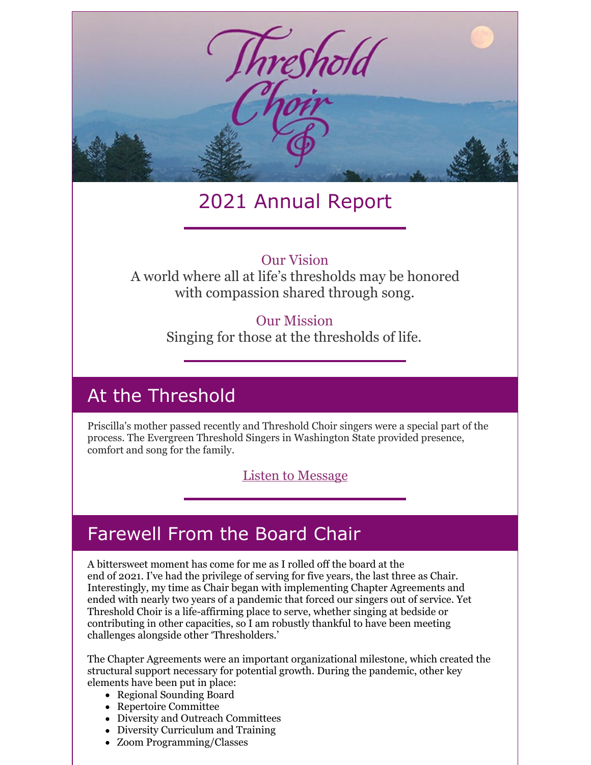# Threshold Choir

## 2021 Annual Report

**Our Vision**
A world where all at life's thresholds may be honored with compassion shared through song.

**Our Mission**
Singing for those at the thresholds of life.

## At the Threshold

Priscilla's mother passed recently and Threshold Choir singers were a special part of the process. The Evergreen Threshold Singers in Washington State provided presence, comfort and song for the family.

Listen to Message

## Farewell From the Board Chair

A bittersweet moment has come for me as I rolled off the board at the end of 2021. I've had the privilege of serving for five years, the last three as Chair. Interestingly, my time as Chair began with implementing Chapter Agreements and ended with nearly two years of a pandemic that forced our singers out of service. Yet Threshold Choir is a life-affirming place to serve, whether singing at bedside or contributing in other capacities, so I am robustly thankful to have been meeting challenges alongside other 'Thresholders.'

The Chapter Agreements were an important organizational milestone, which created the structural support necessary for potential growth. During the pandemic, other key elements have been put in place:

- Regional Sounding Board
- Repertoire Committee
- Diversity and Outreach Committees
- Diversity Curriculum and Training
- Zoom Programming/Classes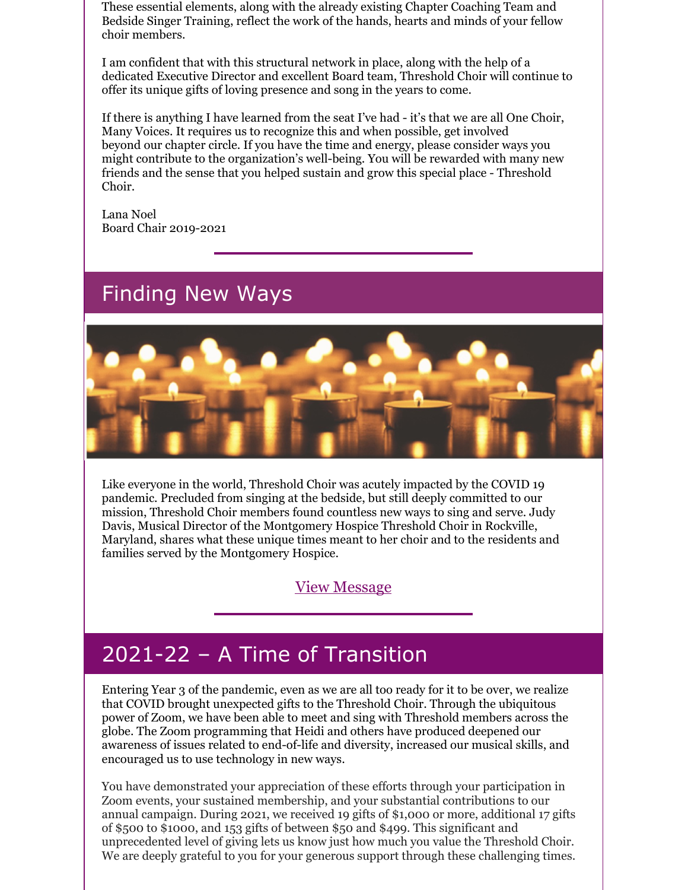These essential elements, along with the already existing Chapter Coaching Team and Bedside Singer Training, reflect the work of the hands, hearts and minds of your fellow choir members.

I am confident that with this structural network in place, along with the help of a dedicated Executive Director and excellent Board team, Threshold Choir will continue to offer its unique gifts of loving presence and song in the years to come.

If there is anything I have learned from the seat I've had - it's that we are all One Choir, Many Voices. It requires us to recognize this and when possible, get involved beyond our chapter circle. If you have the time and energy, please consider ways you might contribute to the organization's well-being. You will be rewarded with many new friends and the sense that you helped sustain and grow this special place - Threshold Choir.

Lana Noel
Board Chair 2019-2021

## Finding New Ways

Like everyone in the world, Threshold Choir was acutely impacted by the COVID 19 pandemic. Precluded from singing at the bedside, but still deeply committed to our mission, Threshold Choir members found countless new ways to sing and serve. Judy Davis, Musical Director of the Montgomery Hospice Threshold Choir in Rockville, Maryland, shares what these unique times meant to her choir and to the residents and families served by the Montgomery Hospice.

View Message

## 2021-22 – A Time of Transition

Entering Year 3 of the pandemic, even as we are all too ready for it to be over, we realize that COVID brought unexpected gifts to the Threshold Choir. Through the ubiquitous power of Zoom, we have been able to meet and sing with Threshold members across the globe. The Zoom programming that Heidi and others have produced deepened our awareness of issues related to end-of-life and diversity, increased our musical skills, and encouraged us to use technology in new ways.

You have demonstrated your appreciation of these efforts through your participation in Zoom events, your sustained membership, and your substantial contributions to our annual campaign. During 2021, we received 19 gifts of $1,000 or more, additional 17 gifts of $500 to $1000, and 153 gifts of between $50 and $499. This significant and unprecedented level of giving lets us know just how much you value the Threshold Choir. We are deeply grateful to you for your generous support through these challenging times.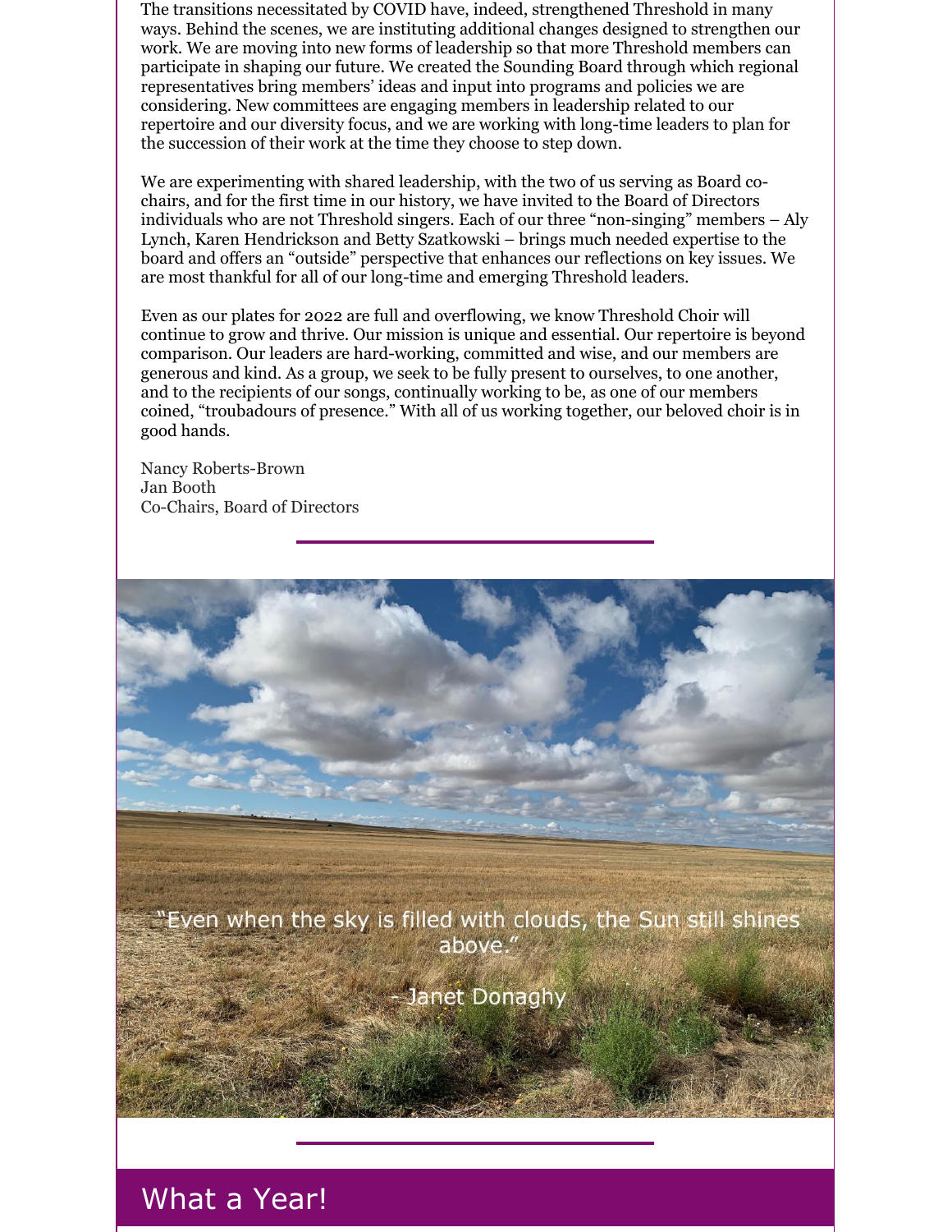The transitions necessitated by COVID have, indeed, strengthened Threshold in many ways. Behind the scenes, we are instituting additional changes designed to strengthen our work. We are moving into new forms of leadership so that more Threshold members can participate in shaping our future. We created the Sounding Board through which regional representatives bring members' ideas and input into programs and policies we are considering. New committees are engaging members in leadership related to our repertoire and our diversity focus, and we are working with long-time leaders to plan for the succession of their work at the time they choose to step down.

We are experimenting with shared leadership, with the two of us serving as Board co-chairs, and for the first time in our history, we have invited to the Board of Directors individuals who are not Threshold singers. Each of our three "non-singing" members – Aly Lynch, Karen Hendrickson and Betty Szatkowski – brings much needed expertise to the board and offers an "outside" perspective that enhances our reflections on key issues. We are most thankful for all of our long-time and emerging Threshold leaders.

Even as our plates for 2022 are full and overflowing, we know Threshold Choir will continue to grow and thrive. Our mission is unique and essential. Our repertoire is beyond comparison. Our leaders are hard-working, committed and wise, and our members are generous and kind. As a group, we seek to be fully present to ourselves, to one another, and to the recipients of our songs, continually working to be, as one of our members coined, "troubadours of presence." With all of us working together, our beloved choir is in good hands.

Nancy Roberts-Brown
Jan Booth
Co-Chairs, Board of Directors

"Even when the sky is filled with clouds, the Sun still shines above."

- Janet Donaghy

## What a Year!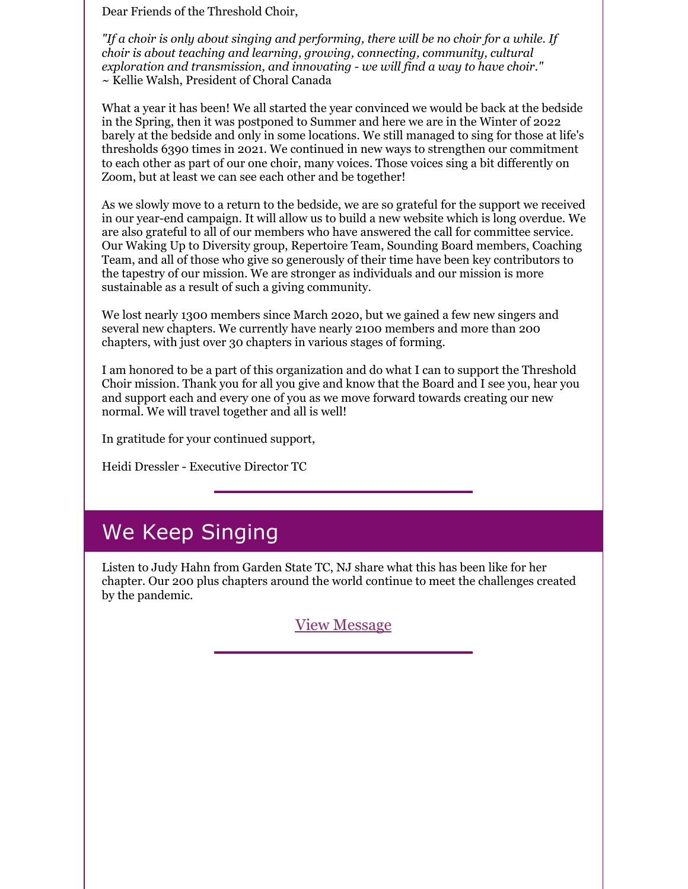Dear Friends of the Threshold Choir,

*"If a choir is only about singing and performing, there will be no choir for a while. If choir is about teaching and learning, growing, connecting, community, cultural exploration and transmission, and innovating - we will find a way to have choir."*
~ Kellie Walsh, President of Choral Canada

What a year it has been! We all started the year convinced we would be back at the bedside in the Spring, then it was postponed to Summer and here we are in the Winter of 2022 barely at the bedside and only in some locations. We still managed to sing for those at life's thresholds 6390 times in 2021. We continued in new ways to strengthen our commitment to each other as part of our one choir, many voices. Those voices sing a bit differently on Zoom, but at least we can see each other and be together!

As we slowly move to a return to the bedside, we are so grateful for the support we received in our year-end campaign. It will allow us to build a new website which is long overdue. We are also grateful to all of our members who have answered the call for committee service. Our Waking Up to Diversity group, Repertoire Team, Sounding Board members, Coaching Team, and all of those who give so generously of their time have been key contributors to the tapestry of our mission. We are stronger as individuals and our mission is more sustainable as a result of such a giving community.

We lost nearly 1300 members since March 2020, but we gained a few new singers and several new chapters. We currently have nearly 2100 members and more than 200 chapters, with just over 30 chapters in various stages of forming.

I am honored to be a part of this organization and do what I can to support the Threshold Choir mission. Thank you for all you give and know that the Board and I see you, hear you and support each and every one of you as we move forward towards creating our new normal. We will travel together and all is well!

In gratitude for your continued support,

Heidi Dressler - Executive Director TC

## We Keep Singing

Listen to Judy Hahn from Garden State TC, NJ share what this has been like for her chapter. Our 200 plus chapters around the world continue to meet the challenges created by the pandemic.

View Message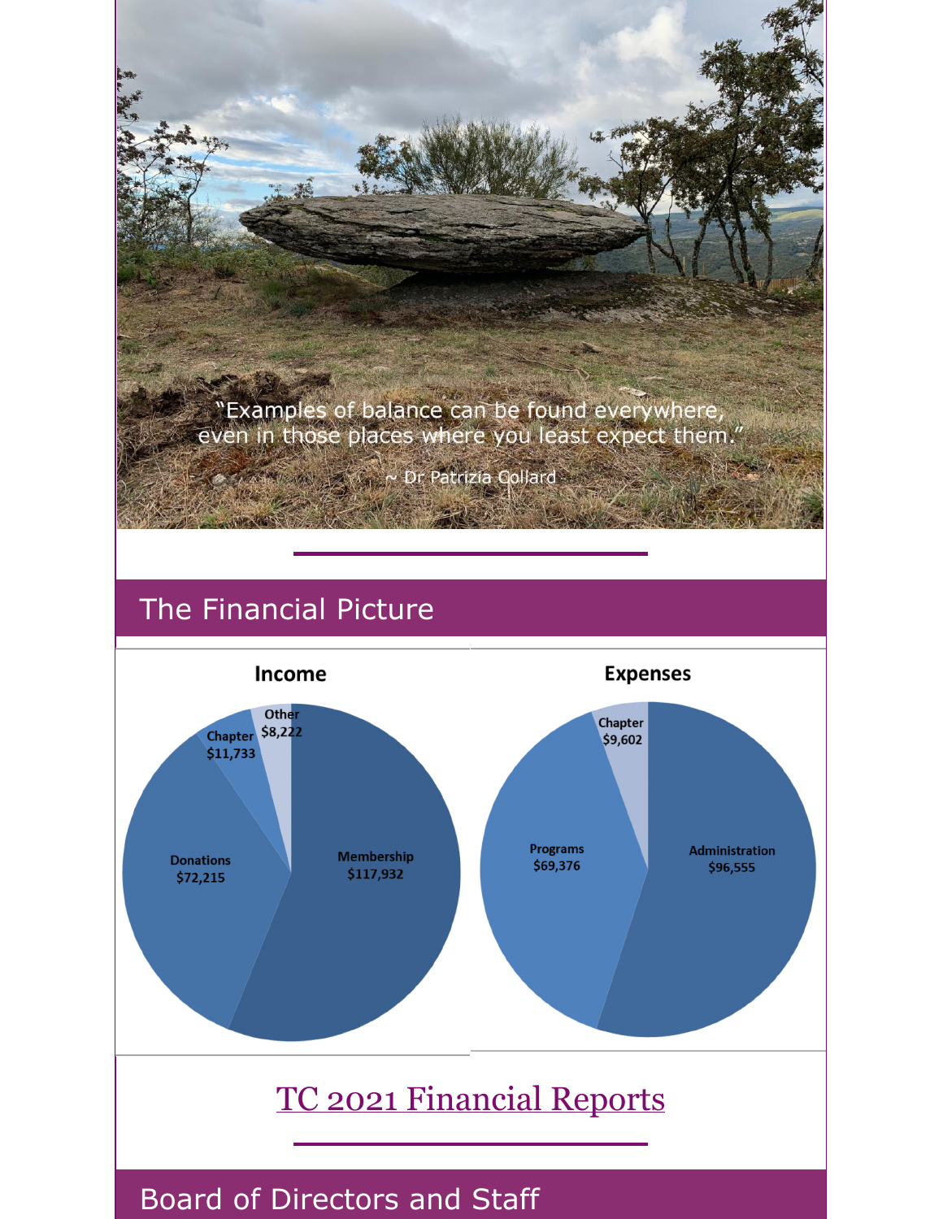"Examples of balance can be found everywhere, even in those places where you least expect them."

~ Dr Patrizia Collard

## The Financial Picture

**Income**

- Membership $117,932
- Donations $72,215
- Chapter $11,733
- Other $8,222

**Expenses**

- Administration $96,555
- Programs $69,376
- Chapter $9,602

TC 2021 Financial Reports

## Board of Directors and Staff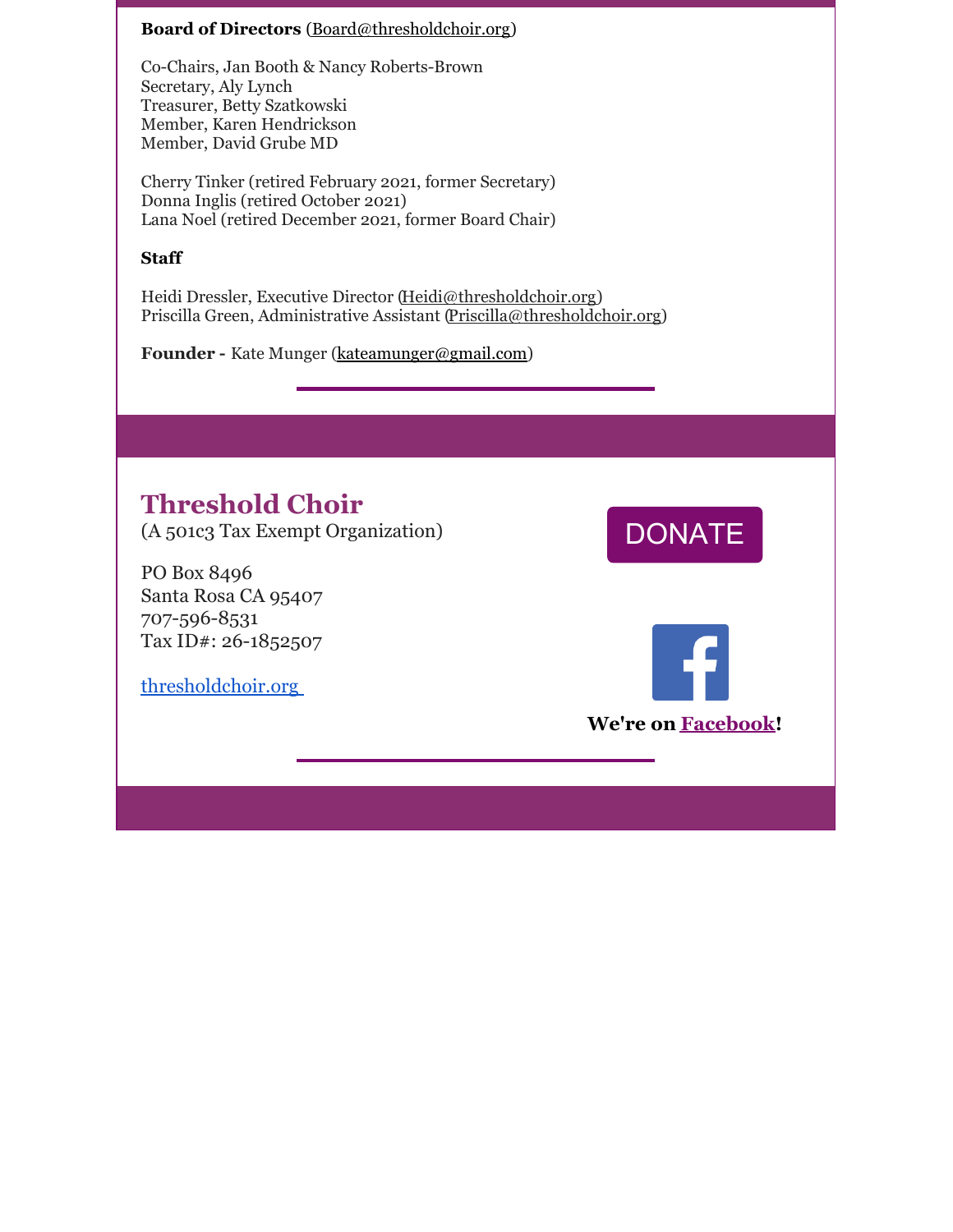**Board of Directors** (Board@thresholdchoir.org)

Co-Chairs, Jan Booth & Nancy Roberts-Brown
Secretary, Aly Lynch
Treasurer, Betty Szatkowski
Member, Karen Hendrickson
Member, David Grube MD

Cherry Tinker (retired February 2021, former Secretary)
Donna Inglis (retired October 2021)
Lana Noel (retired December 2021, former Board Chair)

**Staff**

Heidi Dressler, Executive Director (Heidi@thresholdchoir.org)
Priscilla Green, Administrative Assistant (Priscilla@thresholdchoir.org)

**Founder -** Kate Munger (kateamunger@gmail.com)

## Threshold Choir

(A 501c3 Tax Exempt Organization)

PO Box 8496
Santa Rosa CA 95407
707-596-8531
Tax ID#: 26-1852507

thresholdchoir.org

DONATE

**We're on Facebook!**